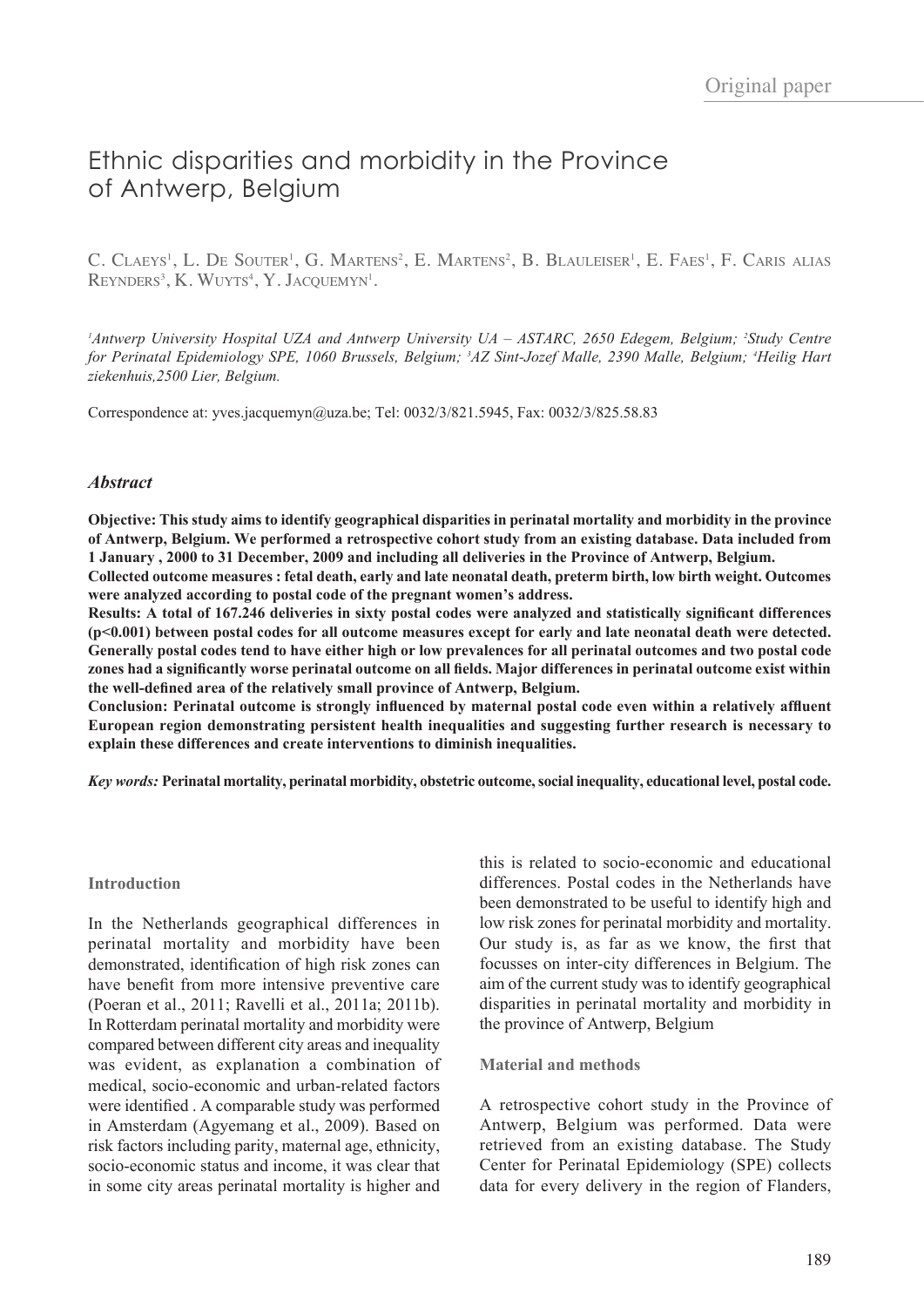Original paper

# Ethnic disparities and morbidity in the Province of Antwerp, Belgium

C. Claeys[1], L. De Souter[1], G. Martens[2], E. Martens[2], B. Blauleiser[1], E. Faes[1], F. Caris alias Reynders[3], K. Wuyts[4], Y. Jacquemyn[1].

*[1]Antwerp University Hospital UZA and Antwerp University UA – ASTARC, 2650 Edegem, Belgium; [2]Study Centre for Perinatal Epidemiology SPE, 1060 Brussels, Belgium; [3]AZ Sint-Jozef Malle, 2390 Malle, Belgium; [4]Heilig Hart ziekenhuis,2500 Lier, Belgium.*

Correspondence at: yves.jacquemyn@uza.be; Tel: 0032/3/821.5945, Fax: 0032/3/825.58.83

## *Abstract*

**Objective: This study aims to identify geographical disparities in perinatal mortality and morbidity in the province of Antwerp, Belgium. We performed a retrospective cohort study from an existing database. Data included from 1 January , 2000 to 31 December, 2009 and including all deliveries in the Province of Antwerp, Belgium.**

**Collected outcome measures : fetal death, early and late neonatal death, preterm birth, low birth weight. Outcomes were analyzed according to postal code of the pregnant women's address.**

**Results: A total of 167.246 deliveries in sixty postal codes were analyzed and statistically significant differences ($p<0.001$) between postal codes for all outcome measures except for early and late neonatal death were detected. Generally postal codes tend to have either high or low prevalences for all perinatal outcomes and two postal code zones had a significantly worse perinatal outcome on all fields. Major differences in perinatal outcome exist within the well-defined area of the relatively small province of Antwerp, Belgium.**

**Conclusion: Perinatal outcome is strongly influenced by maternal postal code even within a relatively affluent European region demonstrating persistent health inequalities and suggesting further research is necessary to explain these differences and create interventions to diminish inequalities.**

***Key words:*** **Perinatal mortality, perinatal morbidity, obstetric outcome, social inequality, educational level, postal code.**

### Introduction

In the Netherlands geographical differences in perinatal mortality and morbidity have been demonstrated, identification of high risk zones can have benefit from more intensive preventive care (Poeran et al., 2011; Ravelli et al., 2011a; 2011b). In Rotterdam perinatal mortality and morbidity were compared between different city areas and inequality was evident, as explanation a combination of medical, socio-economic and urban-related factors were identified . A comparable study was performed in Amsterdam (Agyemang et al., 2009). Based on risk factors including parity, maternal age, ethnicity, socio-economic status and income, it was clear that in some city areas perinatal mortality is higher and this is related to socio-economic and educational differences. Postal codes in the Netherlands have been demonstrated to be useful to identify high and low risk zones for perinatal morbidity and mortality. Our study is, as far as we know, the first that focusses on inter-city differences in Belgium. The aim of the current study was to identify geographical disparities in perinatal mortality and morbidity in the province of Antwerp, Belgium

### Material and methods

A retrospective cohort study in the Province of Antwerp, Belgium was performed. Data were retrieved from an existing database. The Study Center for Perinatal Epidemiology (SPE) collects data for every delivery in the region of Flanders,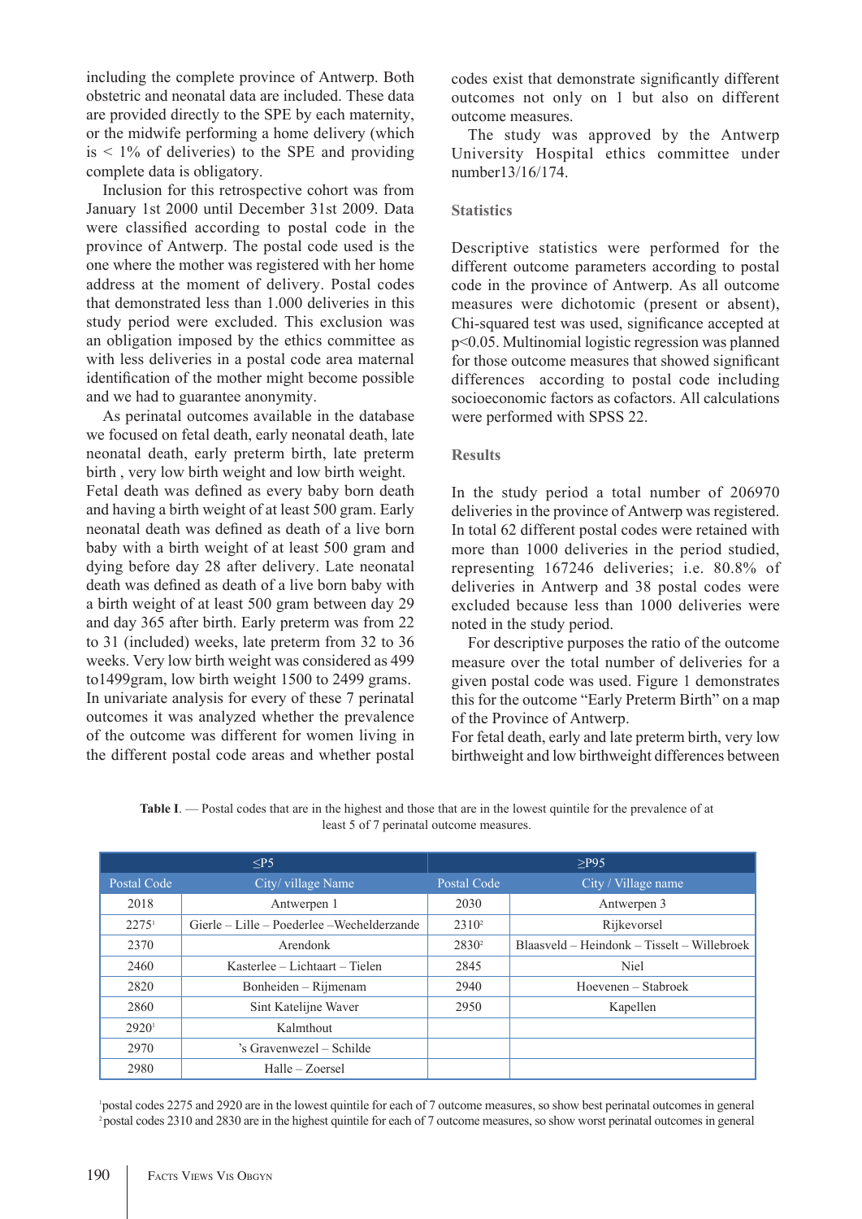including the complete province of Antwerp. Both obstetric and neonatal data are included. These data are provided directly to the SPE by each maternity, or the midwife performing a home delivery (which is < 1% of deliveries) to the SPE and providing complete data is obligatory.

Inclusion for this retrospective cohort was from January 1st 2000 until December 31st 2009. Data were classified according to postal code in the province of Antwerp. The postal code used is the one where the mother was registered with her home address at the moment of delivery. Postal codes that demonstrated less than 1.000 deliveries in this study period were excluded. This exclusion was an obligation imposed by the ethics committee as with less deliveries in a postal code area maternal identification of the mother might become possible and we had to guarantee anonymity.

As perinatal outcomes available in the database we focused on fetal death, early neonatal death, late neonatal death, early preterm birth, late preterm birth , very low birth weight and low birth weight. Fetal death was defined as every baby born death and having a birth weight of at least 500 gram. Early neonatal death was defined as death of a live born baby with a birth weight of at least 500 gram and dying before day 28 after delivery. Late neonatal death was defined as death of a live born baby with a birth weight of at least 500 gram between day 29 and day 365 after birth. Early preterm was from 22 to 31 (included) weeks, late preterm from 32 to 36 weeks. Very low birth weight was considered as 499 to1499gram, low birth weight 1500 to 2499 grams. In univariate analysis for every of these 7 perinatal outcomes it was analyzed whether the prevalence of the outcome was different for women living in the different postal code areas and whether postal codes exist that demonstrate significantly different outcomes not only on 1 but also on different outcome measures.

The study was approved by the Antwerp University Hospital ethics committee under number13/16/174.

## Statistics

Descriptive statistics were performed for the different outcome parameters according to postal code in the province of Antwerp. As all outcome measures were dichotomic (present or absent), Chi-squared test was used, significance accepted at $p<0.05$. Multinomial logistic regression was planned for those outcome measures that showed significant differences according to postal code including socioeconomic factors as cofactors. All calculations were performed with SPSS 22.

## Results

In the study period a total number of 206970 deliveries in the province of Antwerp was registered. In total 62 different postal codes were retained with more than 1000 deliveries in the period studied, representing 167246 deliveries; i.e. 80.8% of deliveries in Antwerp and 38 postal codes were excluded because less than 1000 deliveries were noted in the study period.

For descriptive purposes the ratio of the outcome measure over the total number of deliveries for a given postal code was used. Figure 1 demonstrates this for the outcome "Early Preterm Birth" on a map of the Province of Antwerp.

For fetal death, early and late preterm birth, very low birthweight and low birthweight differences between

**Table I**. — Postal codes that are in the highest and those that are in the lowest quintile for the prevalence of at least 5 of 7 perinatal outcome measures.

| ≤P5 | | ≥P95 | |
|---|---|---|---|
| Postal Code | City/ village Name | Postal Code | City / Village name |
| 2018 | Antwerpen 1 | 2030 | Antwerpen 3 |
| 2275[1] | Gierle – Lille – Poederlee –Wechelderzande | 2310[2] | Rijkevorsel |
| 2370 | Arendonk | 2830[2] | Blaasveld – Heindonk – Tisselt – Willebroek |
| 2460 | Kasterlee – Lichtaart – Tielen | 2845 | Niel |
| 2820 | Bonheiden – Rijmenam | 2940 | Hoevenen – Stabroek |
| 2860 | Sint Katelijne Waver | 2950 | Kapellen |
| 2920[1] | Kalmthout | | |
| 2970 | 's Gravenwezel – Schilde | | |
| 2980 | Halle – Zoersel | | |

[1]postal codes 2275 and 2920 are in the lowest quintile for each of 7 outcome measures, so show best perinatal outcomes in general
[2]postal codes 2310 and 2830 are in the highest quintile for each of 7 outcome measures, so show worst perinatal outcomes in general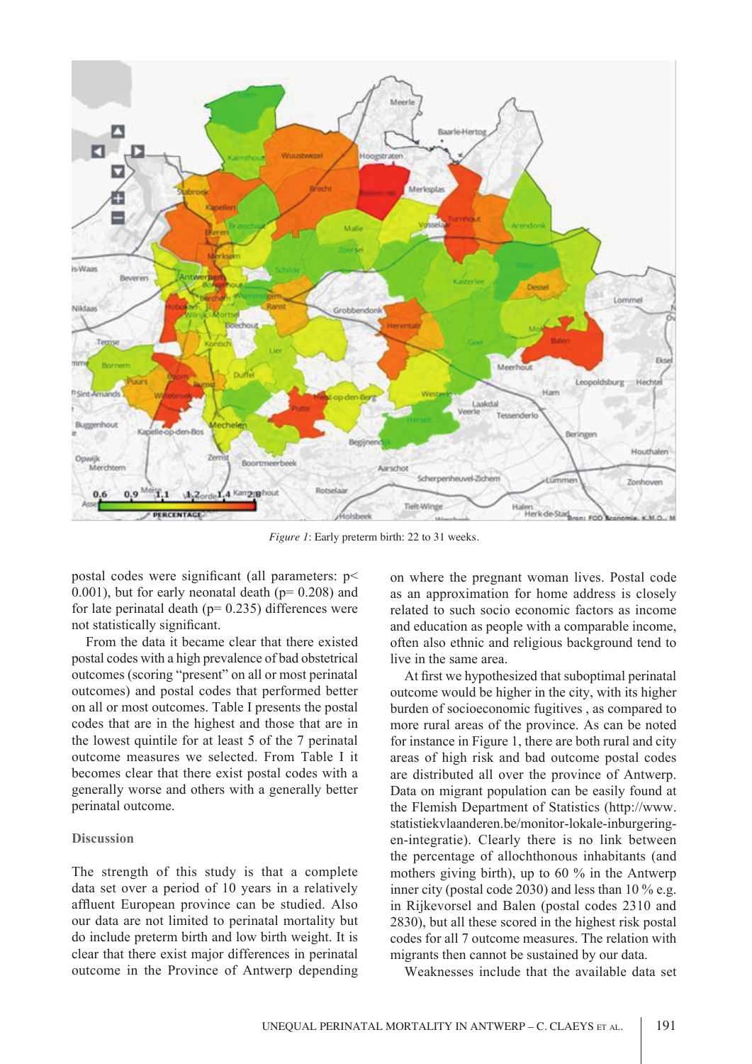*Figure 1*: Early preterm birth: 22 to 31 weeks.

postal codes were significant (all parameters: $p < 0.001$), but for early neonatal death ($p = 0.208$) and for late perinatal death ($p = 0.235$) differences were not statistically significant.

From the data it became clear that there existed postal codes with a high prevalence of bad obstetrical outcomes (scoring "present" on all or most perinatal outcomes) and postal codes that performed better on all or most outcomes. Table I presents the postal codes that are in the highest and those that are in the lowest quintile for at least 5 of the 7 perinatal outcome measures we selected. From Table I it becomes clear that there exist postal codes with a generally worse and others with a generally better perinatal outcome.

## Discussion

The strength of this study is that a complete data set over a period of 10 years in a relatively affluent European province can be studied. Also our data are not limited to perinatal mortality but do include preterm birth and low birth weight. It is clear that there exist major differences in perinatal outcome in the Province of Antwerp depending on where the pregnant woman lives. Postal code as an approximation for home address is closely related to such socio economic factors as income and education as people with a comparable income, often also ethnic and religious background tend to live in the same area.

At first we hypothesized that suboptimal perinatal outcome would be higher in the city, with its higher burden of socioeconomic fugitives , as compared to more rural areas of the province. As can be noted for instance in Figure 1, there are both rural and city areas of high risk and bad outcome postal codes are distributed all over the province of Antwerp. Data on migrant population can be easily found at the Flemish Department of Statistics (http://www.statistiekvlaanderen.be/monitor-lokale-inburgering-en-integratie). Clearly there is no link between the percentage of allochthonous inhabitants (and mothers giving birth), up to 60 % in the Antwerp inner city (postal code 2030) and less than 10 % e.g. in Rijkevorsel and Balen (postal codes 2310 and 2830), but all these scored in the highest risk postal codes for all 7 outcome measures. The relation with migrants then cannot be sustained by our data.

Weaknesses include that the available data set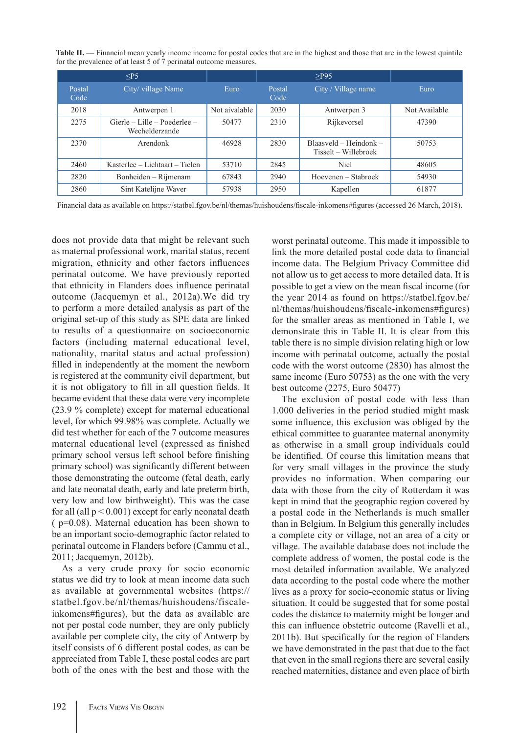**Table II.** — Financial mean yearly income income for postal codes that are in the highest and those that are in the lowest quintile for the prevalence of at least 5 of 7 perinatal outcome measures.

| ≤P5 | | | ≥P95 | | |
|---|---|---|---|---|---|
| Postal Code | City/ village Name | Euro | Postal Code | City / Village name | Euro |
| 2018 | Antwerpen 1 | Not aivalable | 2030 | Antwerpen 3 | Not Available |
| 2275 | Gierle – Lille – Poederlee – Wechelderzande | 50477 | 2310 | Rijkevorsel | 47390 |
| 2370 | Arendonk | 46928 | 2830 | Blaasveld – Heindonk – Tisselt – Willebroek | 50753 |
| 2460 | Kasterlee – Lichtaart – Tielen | 53710 | 2845 | Niel | 48605 |
| 2820 | Bonheiden – Rijmenam | 67843 | 2940 | Hoevenen – Stabroek | 54930 |
| 2860 | Sint Katelijne Waver | 57938 | 2950 | Kapellen | 61877 |

Financial data as available on https://statbel.fgov.be/nl/themas/huishoudens/fiscale-inkomens#figures (accessed 26 March, 2018).

does not provide data that might be relevant such as maternal professional work, marital status, recent migration, ethnicity and other factors influences perinatal outcome. We have previously reported that ethnicity in Flanders does influence perinatal outcome (Jacquemyn et al., 2012a).We did try to perform a more detailed analysis as part of the original set-up of this study as SPE data are linked to results of a questionnaire on socioeconomic factors (including maternal educational level, nationality, marital status and actual profession) filled in independently at the moment the newborn is registered at the community civil department, but it is not obligatory to fill in all question fields. It became evident that these data were very incomplete (23.9 % complete) except for maternal educational level, for which 99.98% was complete. Actually we did test whether for each of the 7 outcome measures maternal educational level (expressed as finished primary school versus left school before finishing primary school) was significantly different between those demonstrating the outcome (fetal death, early and late neonatal death, early and late preterm birth, very low and low birthweight). This was the case for all (all $p < 0.001$) except for early neonatal death ( $p=0.08$). Maternal education has been shown to be an important socio-demographic factor related to perinatal outcome in Flanders before (Cammu et al., 2011; Jacquemyn, 2012b).

As a very crude proxy for socio economic status we did try to look at mean income data such as available at governmental websites (https://statbel.fgov.be/nl/themas/huishoudens/fiscale-inkomens#figures), but the data as available are not per postal code number, they are only publicly available per complete city, the city of Antwerp by itself consists of 6 different postal codes, as can be appreciated from Table I, these postal codes are part both of the ones with the best and those with the worst perinatal outcome. This made it impossible to link the more detailed postal code data to financial income data. The Belgium Privacy Committee did not allow us to get access to more detailed data. It is possible to get a view on the mean fiscal income (for the year 2014 as found on https://statbel.fgov.be/nl/themas/huishoudens/fiscale-inkomens#figures) for the smaller areas as mentioned in Table I, we demonstrate this in Table II. It is clear from this table there is no simple division relating high or low income with perinatal outcome, actually the postal code with the worst outcome (2830) has almost the same income (Euro 50753) as the one with the very best outcome (2275, Euro 50477)

The exclusion of postal code with less than 1.000 deliveries in the period studied might mask some influence, this exclusion was obliged by the ethical committee to guarantee maternal anonymity as otherwise in a small group individuals could be identified. Of course this limitation means that for very small villages in the province the study provides no information. When comparing our data with those from the city of Rotterdam it was kept in mind that the geographic region covered by a postal code in the Netherlands is much smaller than in Belgium. In Belgium this generally includes a complete city or village, not an area of a city or village. The available database does not include the complete address of women, the postal code is the most detailed information available. We analyzed data according to the postal code where the mother lives as a proxy for socio-economic status or living situation. It could be suggested that for some postal codes the distance to maternity might be longer and this can influence obstetric outcome (Ravelli et al., 2011b). But specifically for the region of Flanders we have demonstrated in the past that due to the fact that even in the small regions there are several easily reached maternities, distance and even place of birth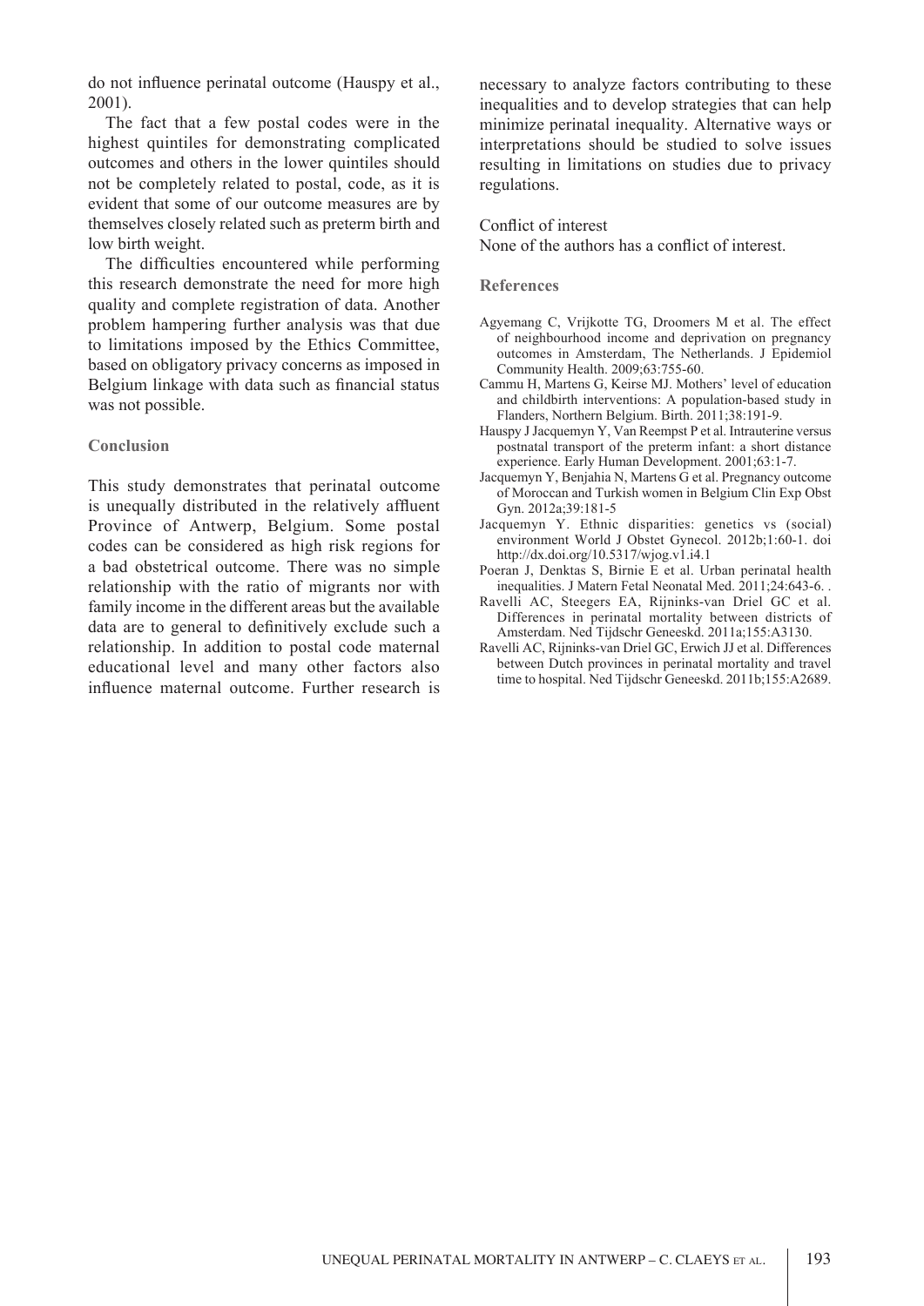do not influence perinatal outcome (Hauspy et al., 2001).

The fact that a few postal codes were in the highest quintiles for demonstrating complicated outcomes and others in the lower quintiles should not be completely related to postal, code, as it is evident that some of our outcome measures are by themselves closely related such as preterm birth and low birth weight.

The difficulties encountered while performing this research demonstrate the need for more high quality and complete registration of data. Another problem hampering further analysis was that due to limitations imposed by the Ethics Committee, based on obligatory privacy concerns as imposed in Belgium linkage with data such as financial status was not possible.

## Conclusion

This study demonstrates that perinatal outcome is unequally distributed in the relatively affluent Province of Antwerp, Belgium. Some postal codes can be considered as high risk regions for a bad obstetrical outcome. There was no simple relationship with the ratio of migrants nor with family income in the different areas but the available data are to general to definitively exclude such a relationship. In addition to postal code maternal educational level and many other factors also influence maternal outcome. Further research is necessary to analyze factors contributing to these inequalities and to develop strategies that can help minimize perinatal inequality. Alternative ways or interpretations should be studied to solve issues resulting in limitations on studies due to privacy regulations.

Conflict of interest

None of the authors has a conflict of interest.

## References

Agyemang C, Vrijkotte TG, Droomers M et al. The effect of neighbourhood income and deprivation on pregnancy outcomes in Amsterdam, The Netherlands. J Epidemiol Community Health. 2009;63:755-60.

Cammu H, Martens G, Keirse MJ. Mothers' level of education and childbirth interventions: A population-based study in Flanders, Northern Belgium. Birth. 2011;38:191-9.

Hauspy J Jacquemyn Y, Van Reempst P et al. Intrauterine versus postnatal transport of the preterm infant: a short distance experience. Early Human Development. 2001;63:1-7.

Jacquemyn Y, Benjahia N, Martens G et al. Pregnancy outcome of Moroccan and Turkish women in Belgium Clin Exp Obst Gyn. 2012a;39:181-5

Jacquemyn Y. Ethnic disparities: genetics vs (social) environment World J Obstet Gynecol. 2012b;1:60-1. doi http://dx.doi.org/10.5317/wjog.v1.i4.1

Poeran J, Denktas S, Birnie E et al. Urban perinatal health inequalities. J Matern Fetal Neonatal Med. 2011;24:643-6. .

Ravelli AC, Steegers EA, Rijninks-van Driel GC et al. Differences in perinatal mortality between districts of Amsterdam. Ned Tijdschr Geneeskd. 2011a;155:A3130.

Ravelli AC, Rijninks-van Driel GC, Erwich JJ et al. Differences between Dutch provinces in perinatal mortality and travel time to hospital. Ned Tijdschr Geneeskd. 2011b;155:A2689.